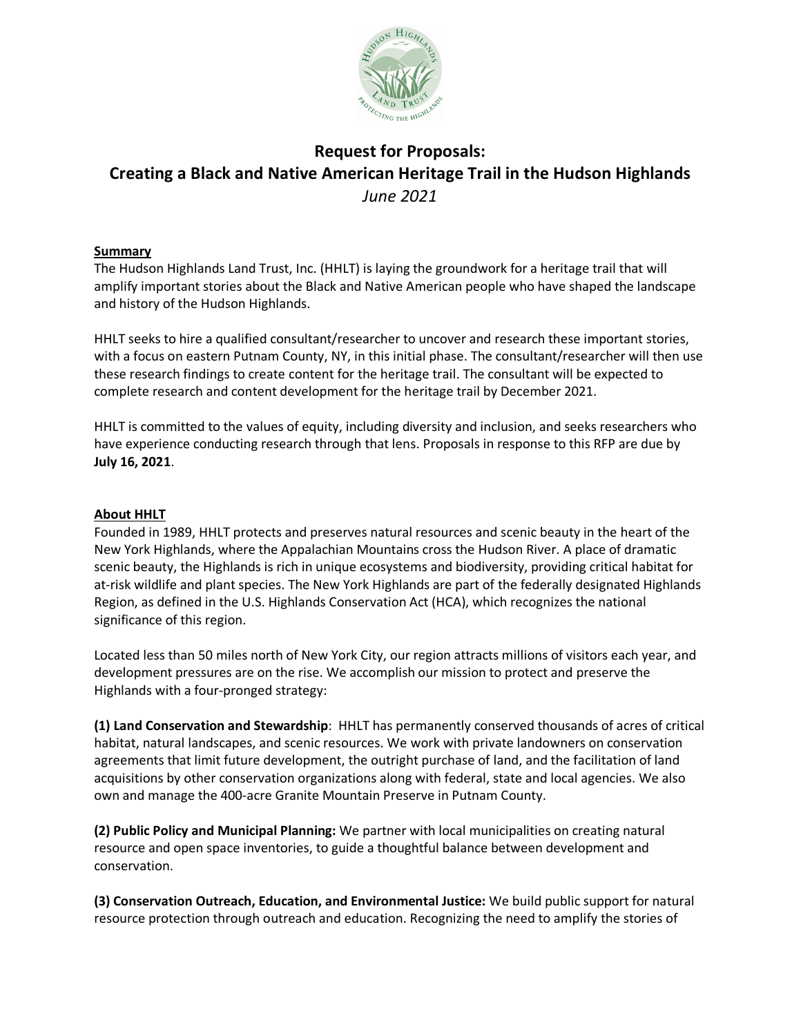# Request for Proposals:
# Creating a Black and Native American Heritage Trail in the Hudson Highlands

*June 2021*

## Summary

The Hudson Highlands Land Trust, Inc. (HHLT) is laying the groundwork for a heritage trail that will amplify important stories about the Black and Native American people who have shaped the landscape and history of the Hudson Highlands.

HHLT seeks to hire a qualified consultant/researcher to uncover and research these important stories, with a focus on eastern Putnam County, NY, in this initial phase. The consultant/researcher will then use these research findings to create content for the heritage trail. The consultant will be expected to complete research and content development for the heritage trail by December 2021.

HHLT is committed to the values of equity, including diversity and inclusion, and seeks researchers who have experience conducting research through that lens. Proposals in response to this RFP are due by **July 16, 2021**.

## About HHLT

Founded in 1989, HHLT protects and preserves natural resources and scenic beauty in the heart of the New York Highlands, where the Appalachian Mountains cross the Hudson River. A place of dramatic scenic beauty, the Highlands is rich in unique ecosystems and biodiversity, providing critical habitat for at-risk wildlife and plant species. The New York Highlands are part of the federally designated Highlands Region, as defined in the U.S. Highlands Conservation Act (HCA), which recognizes the national significance of this region.

Located less than 50 miles north of New York City, our region attracts millions of visitors each year, and development pressures are on the rise. We accomplish our mission to protect and preserve the Highlands with a four-pronged strategy:

**(1) Land Conservation and Stewardship**: HHLT has permanently conserved thousands of acres of critical habitat, natural landscapes, and scenic resources. We work with private landowners on conservation agreements that limit future development, the outright purchase of land, and the facilitation of land acquisitions by other conservation organizations along with federal, state and local agencies. We also own and manage the 400-acre Granite Mountain Preserve in Putnam County.

**(2) Public Policy and Municipal Planning:** We partner with local municipalities on creating natural resource and open space inventories, to guide a thoughtful balance between development and conservation.

**(3) Conservation Outreach, Education, and Environmental Justice:** We build public support for natural resource protection through outreach and education. Recognizing the need to amplify the stories of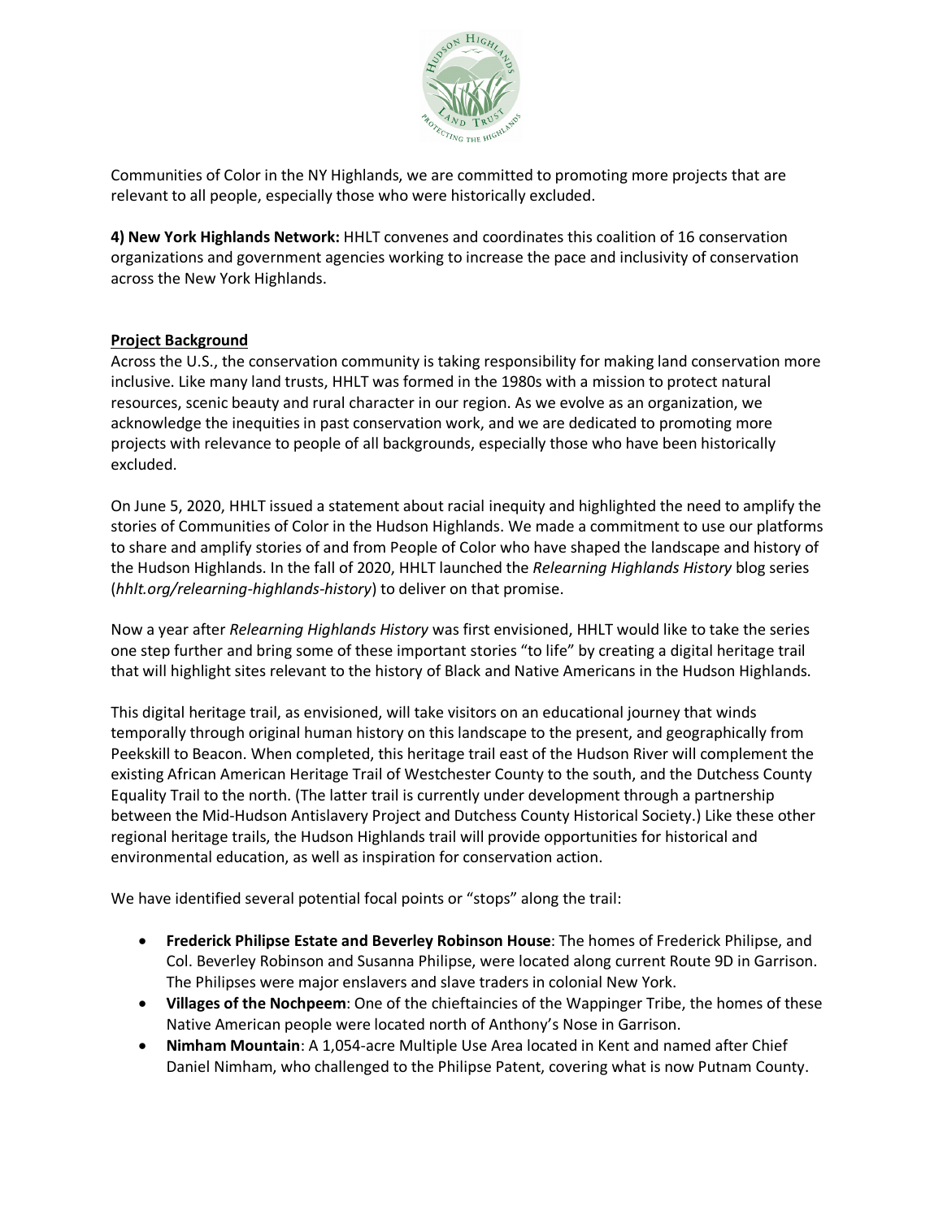Communities of Color in the NY Highlands, we are committed to promoting more projects that are relevant to all people, especially those who were historically excluded.

**4) New York Highlands Network:** HHLT convenes and coordinates this coalition of 16 conservation organizations and government agencies working to increase the pace and inclusivity of conservation across the New York Highlands.

**Project Background**

Across the U.S., the conservation community is taking responsibility for making land conservation more inclusive. Like many land trusts, HHLT was formed in the 1980s with a mission to protect natural resources, scenic beauty and rural character in our region. As we evolve as an organization, we acknowledge the inequities in past conservation work, and we are dedicated to promoting more projects with relevance to people of all backgrounds, especially those who have been historically excluded.

On June 5, 2020, HHLT issued a statement about racial inequity and highlighted the need to amplify the stories of Communities of Color in the Hudson Highlands. We made a commitment to use our platforms to share and amplify stories of and from People of Color who have shaped the landscape and history of the Hudson Highlands. In the fall of 2020, HHLT launched the *Relearning Highlands History* blog series (*hhlt.org/relearning-highlands-history*) to deliver on that promise.

Now a year after *Relearning Highlands History* was first envisioned, HHLT would like to take the series one step further and bring some of these important stories "to life" by creating a digital heritage trail that will highlight sites relevant to the history of Black and Native Americans in the Hudson Highlands.

This digital heritage trail, as envisioned, will take visitors on an educational journey that winds temporally through original human history on this landscape to the present, and geographically from Peekskill to Beacon. When completed, this heritage trail east of the Hudson River will complement the existing African American Heritage Trail of Westchester County to the south, and the Dutchess County Equality Trail to the north. (The latter trail is currently under development through a partnership between the Mid-Hudson Antislavery Project and Dutchess County Historical Society.) Like these other regional heritage trails, the Hudson Highlands trail will provide opportunities for historical and environmental education, as well as inspiration for conservation action.

We have identified several potential focal points or "stops" along the trail:

- **Frederick Philipse Estate and Beverley Robinson House**: The homes of Frederick Philipse, and Col. Beverley Robinson and Susanna Philipse, were located along current Route 9D in Garrison. The Philipses were major enslavers and slave traders in colonial New York.
- **Villages of the Nochpeem**: One of the chieftaincies of the Wappinger Tribe, the homes of these Native American people were located north of Anthony's Nose in Garrison.
- **Nimham Mountain**: A 1,054-acre Multiple Use Area located in Kent and named after Chief Daniel Nimham, who challenged to the Philipse Patent, covering what is now Putnam County.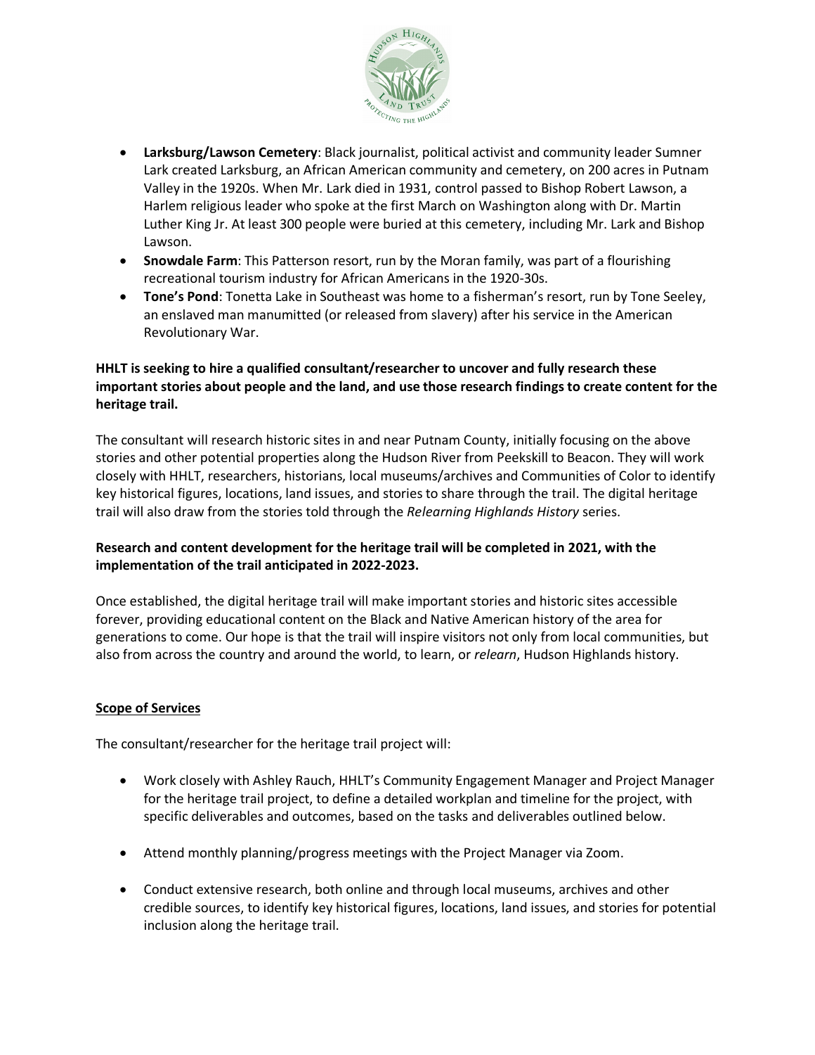- **Larksburg/Lawson Cemetery**: Black journalist, political activist and community leader Sumner Lark created Larksburg, an African American community and cemetery, on 200 acres in Putnam Valley in the 1920s. When Mr. Lark died in 1931, control passed to Bishop Robert Lawson, a Harlem religious leader who spoke at the first March on Washington along with Dr. Martin Luther King Jr. At least 300 people were buried at this cemetery, including Mr. Lark and Bishop Lawson.
- **Snowdale Farm**: This Patterson resort, run by the Moran family, was part of a flourishing recreational tourism industry for African Americans in the 1920-30s.
- **Tone's Pond**: Tonetta Lake in Southeast was home to a fisherman's resort, run by Tone Seeley, an enslaved man manumitted (or released from slavery) after his service in the American Revolutionary War.

**HHLT is seeking to hire a qualified consultant/researcher to uncover and fully research these important stories about people and the land, and use those research findings to create content for the heritage trail.**

The consultant will research historic sites in and near Putnam County, initially focusing on the above stories and other potential properties along the Hudson River from Peekskill to Beacon. They will work closely with HHLT, researchers, historians, local museums/archives and Communities of Color to identify key historical figures, locations, land issues, and stories to share through the trail. The digital heritage trail will also draw from the stories told through the *Relearning Highlands History* series.

**Research and content development for the heritage trail will be completed in 2021, with the implementation of the trail anticipated in 2022-2023.**

Once established, the digital heritage trail will make important stories and historic sites accessible forever, providing educational content on the Black and Native American history of the area for generations to come. Our hope is that the trail will inspire visitors not only from local communities, but also from across the country and around the world, to learn, or *relearn*, Hudson Highlands history.

**<u>Scope of Services</u>**

The consultant/researcher for the heritage trail project will:

- Work closely with Ashley Rauch, HHLT's Community Engagement Manager and Project Manager for the heritage trail project, to define a detailed workplan and timeline for the project, with specific deliverables and outcomes, based on the tasks and deliverables outlined below.
- Attend monthly planning/progress meetings with the Project Manager via Zoom.
- Conduct extensive research, both online and through local museums, archives and other credible sources, to identify key historical figures, locations, land issues, and stories for potential inclusion along the heritage trail.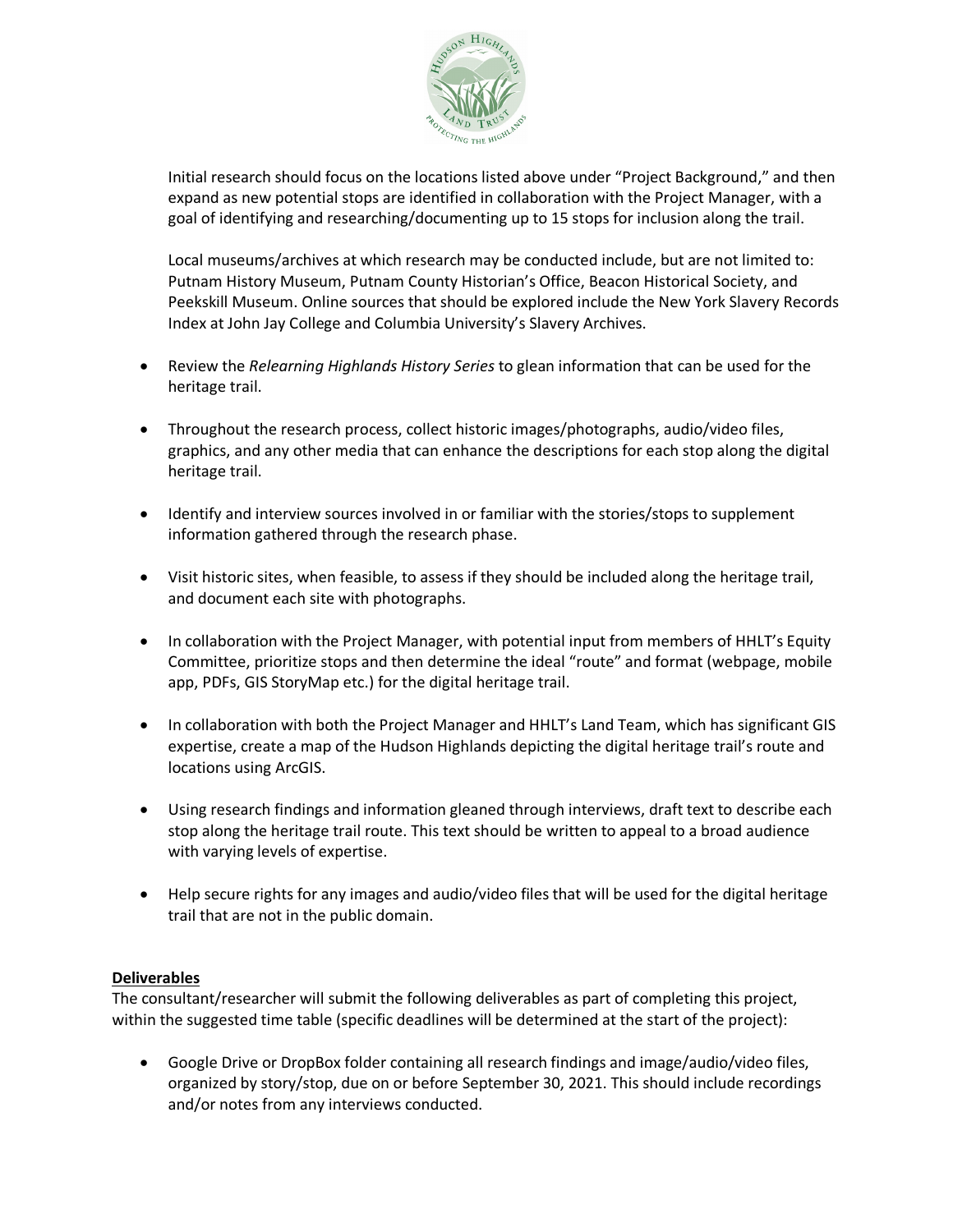Initial research should focus on the locations listed above under "Project Background," and then expand as new potential stops are identified in collaboration with the Project Manager, with a goal of identifying and researching/documenting up to 15 stops for inclusion along the trail.

Local museums/archives at which research may be conducted include, but are not limited to: Putnam History Museum, Putnam County Historian's Office, Beacon Historical Society, and Peekskill Museum. Online sources that should be explored include the New York Slavery Records Index at John Jay College and Columbia University's Slavery Archives.

- Review the *Relearning Highlands History Series* to glean information that can be used for the heritage trail.
- Throughout the research process, collect historic images/photographs, audio/video files, graphics, and any other media that can enhance the descriptions for each stop along the digital heritage trail.
- Identify and interview sources involved in or familiar with the stories/stops to supplement information gathered through the research phase.
- Visit historic sites, when feasible, to assess if they should be included along the heritage trail, and document each site with photographs.
- In collaboration with the Project Manager, with potential input from members of HHLT's Equity Committee, prioritize stops and then determine the ideal "route" and format (webpage, mobile app, PDFs, GIS StoryMap etc.) for the digital heritage trail.
- In collaboration with both the Project Manager and HHLT's Land Team, which has significant GIS expertise, create a map of the Hudson Highlands depicting the digital heritage trail's route and locations using ArcGIS.
- Using research findings and information gleaned through interviews, draft text to describe each stop along the heritage trail route. This text should be written to appeal to a broad audience with varying levels of expertise.
- Help secure rights for any images and audio/video files that will be used for the digital heritage trail that are not in the public domain.

## Deliverables

The consultant/researcher will submit the following deliverables as part of completing this project, within the suggested time table (specific deadlines will be determined at the start of the project):

- Google Drive or DropBox folder containing all research findings and image/audio/video files, organized by story/stop, due on or before September 30, 2021. This should include recordings and/or notes from any interviews conducted.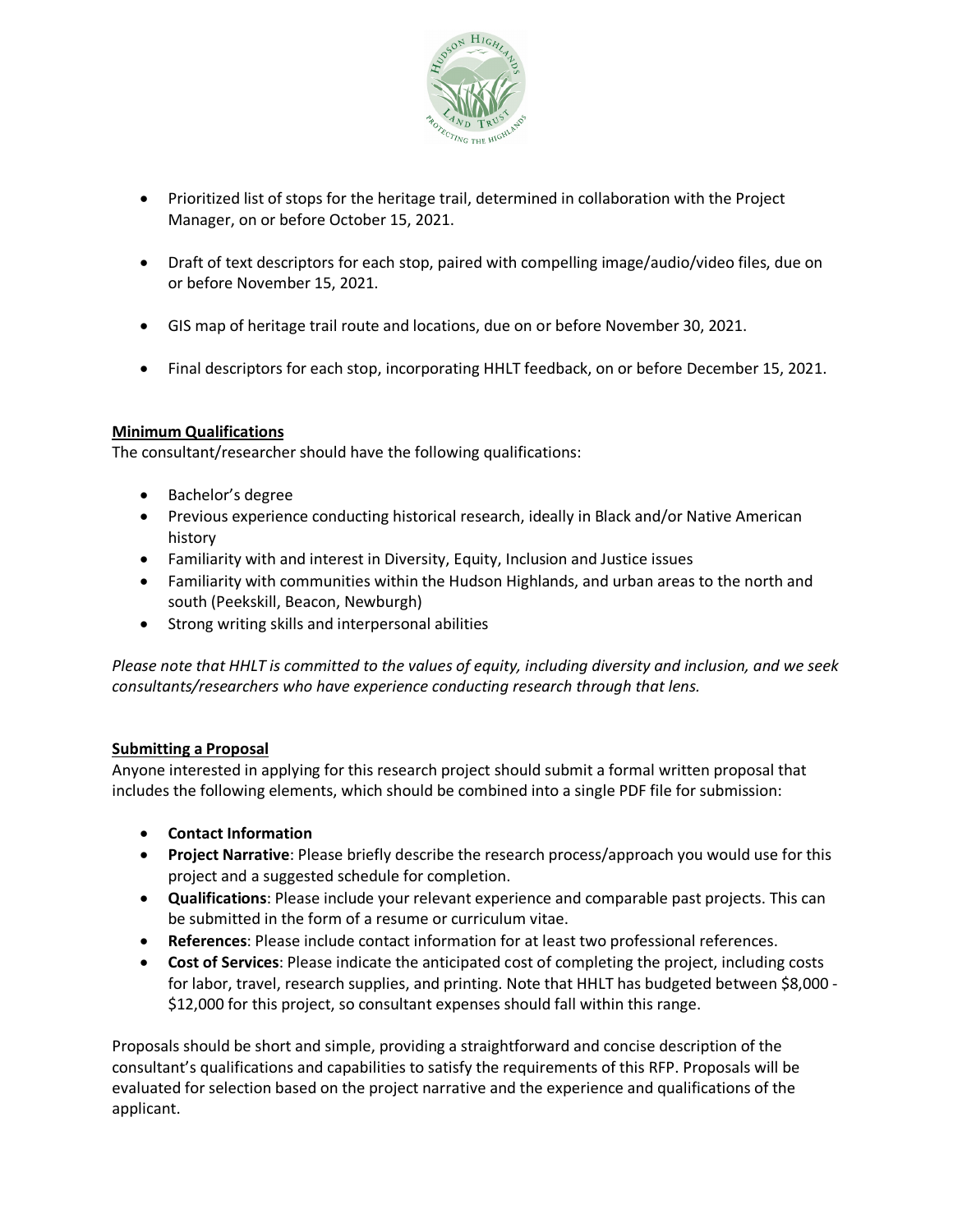- Prioritized list of stops for the heritage trail, determined in collaboration with the Project Manager, on or before October 15, 2021.

- Draft of text descriptors for each stop, paired with compelling image/audio/video files, due on or before November 15, 2021.

- GIS map of heritage trail route and locations, due on or before November 30, 2021.

- Final descriptors for each stop, incorporating HHLT feedback, on or before December 15, 2021.

**Minimum Qualifications**

The consultant/researcher should have the following qualifications:

- Bachelor's degree
- Previous experience conducting historical research, ideally in Black and/or Native American history
- Familiarity with and interest in Diversity, Equity, Inclusion and Justice issues
- Familiarity with communities within the Hudson Highlands, and urban areas to the north and south (Peekskill, Beacon, Newburgh)
- Strong writing skills and interpersonal abilities

*Please note that HHLT is committed to the values of equity, including diversity and inclusion, and we seek consultants/researchers who have experience conducting research through that lens.*

**Submitting a Proposal**

Anyone interested in applying for this research project should submit a formal written proposal that includes the following elements, which should be combined into a single PDF file for submission:

- **Contact Information**
- **Project Narrative**: Please briefly describe the research process/approach you would use for this project and a suggested schedule for completion.
- **Qualifications**: Please include your relevant experience and comparable past projects. This can be submitted in the form of a resume or curriculum vitae.
- **References**: Please include contact information for at least two professional references.
- **Cost of Services**: Please indicate the anticipated cost of completing the project, including costs for labor, travel, research supplies, and printing. Note that HHLT has budgeted between $8,000 - $12,000 for this project, so consultant expenses should fall within this range.

Proposals should be short and simple, providing a straightforward and concise description of the consultant's qualifications and capabilities to satisfy the requirements of this RFP. Proposals will be evaluated for selection based on the project narrative and the experience and qualifications of the applicant.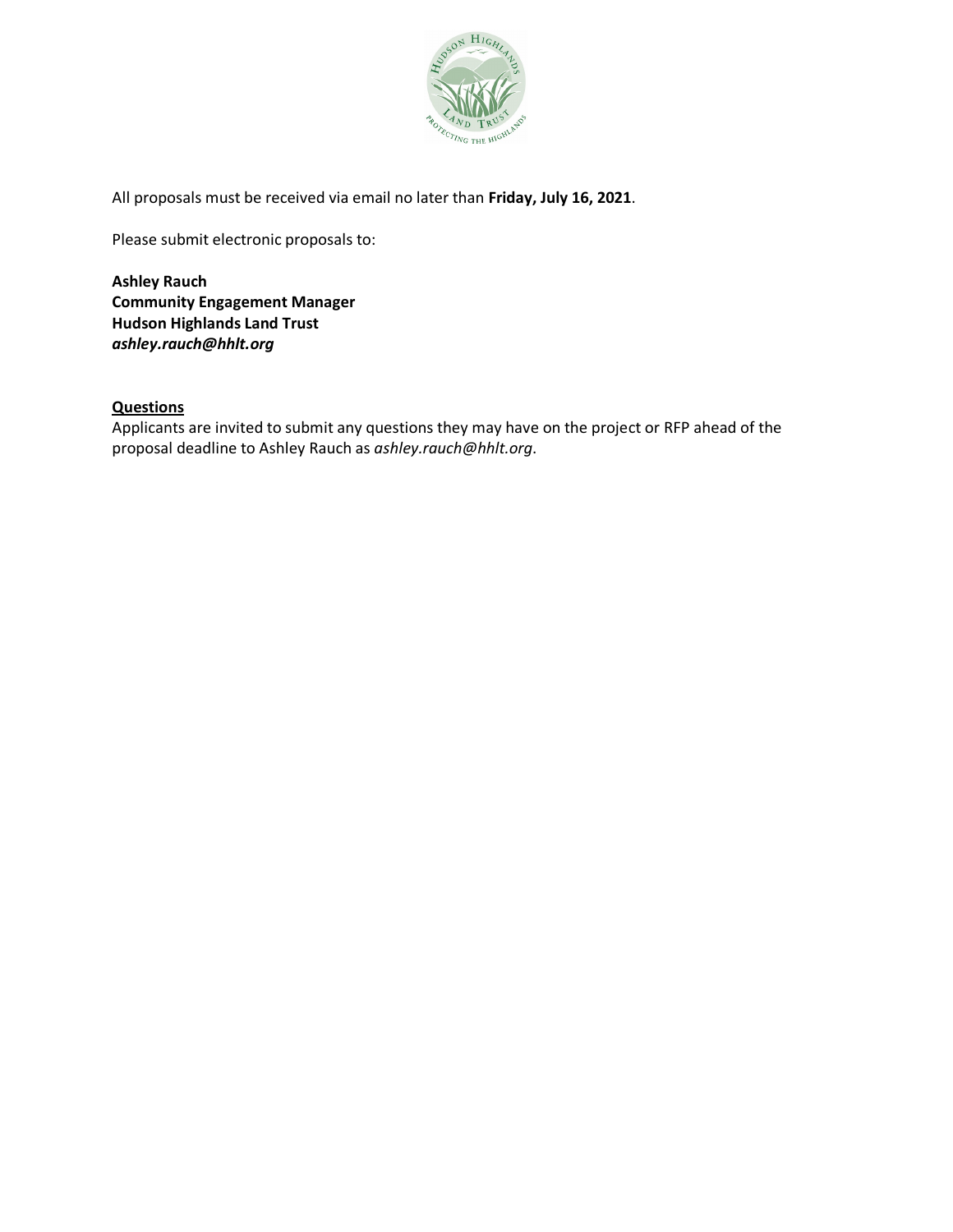All proposals must be received via email no later than **Friday, July 16, 2021**.

Please submit electronic proposals to:

**Ashley Rauch**
**Community Engagement Manager**
**Hudson Highlands Land Trust**
***ashley.rauch@hhlt.org***

**Questions**

Applicants are invited to submit any questions they may have on the project or RFP ahead of the proposal deadline to Ashley Rauch as *ashley.rauch@hhlt.org*.